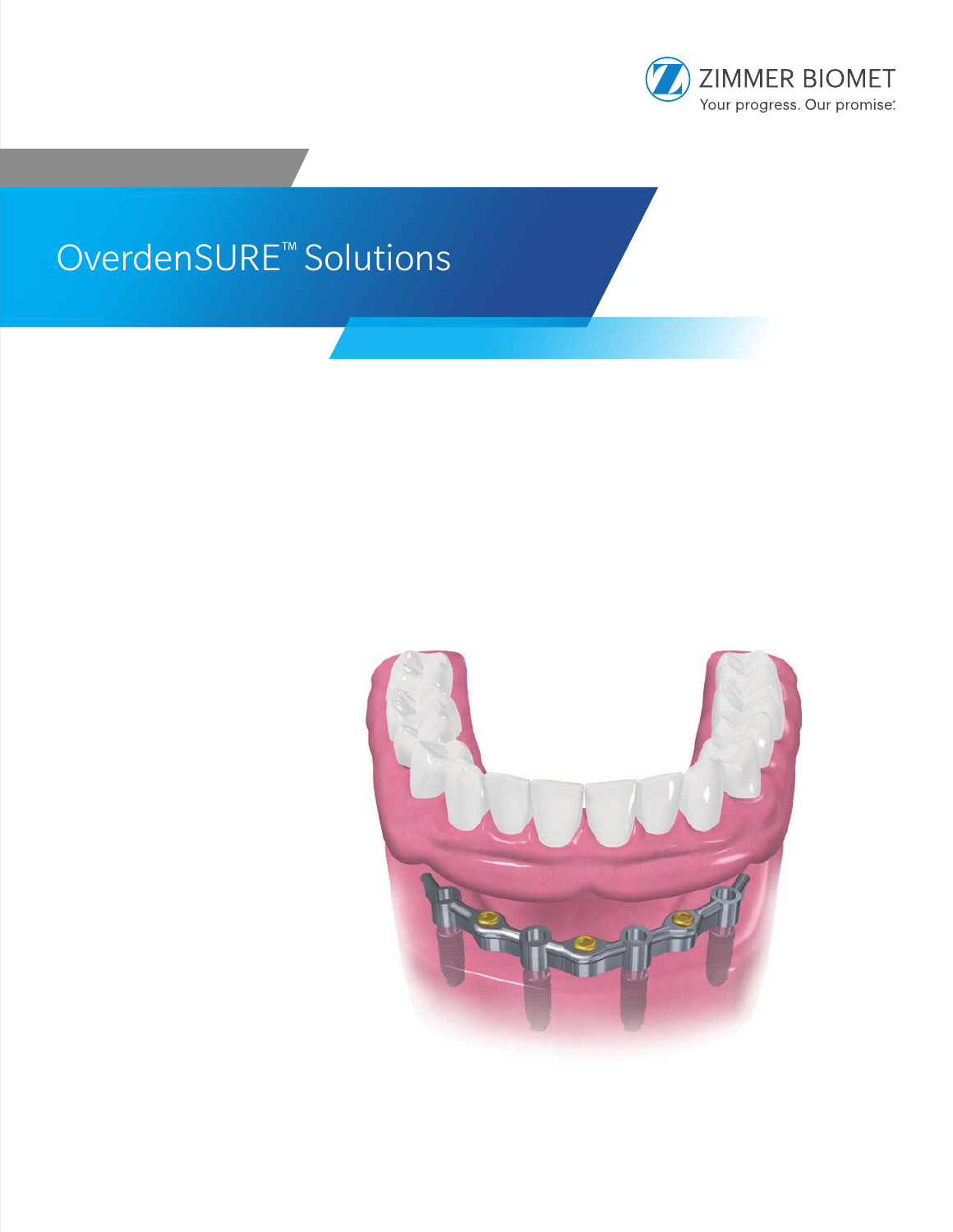ZIMMER BIOMET

Your progress. Our promise.®

# OverdenSURE™ Solutions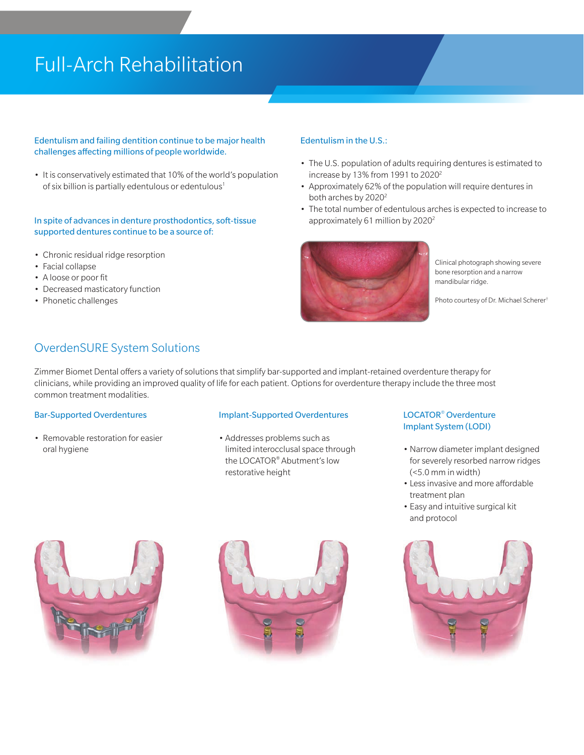# Full-Arch Rehabilitation

### Edentulism and failing dentition continue to be major health challenges affecting millions of people worldwide.

- It is conservatively estimated that 10% of the world's population of six billion is partially edentulous or edentulous[1]

### In spite of advances in denture prosthodontics, soft-tissue supported dentures continue to be a source of:

- Chronic residual ridge resorption
- Facial collapse
- A loose or poor fit
- Decreased masticatory function
- Phonetic challenges

### Edentulism in the U.S.:

- The U.S. population of adults requiring dentures is estimated to increase by 13% from 1991 to 2020[2]
- Approximately 62% of the population will require dentures in both arches by 2020[2]
- The total number of edentulous arches is expected to increase to approximately 61 million by 2020[2]

Clinical photograph showing severe bone resorption and a narrow mandibular ridge.

Photo courtesy of Dr. Michael Scherer[†]

## OverdenSURE System Solutions

Zimmer Biomet Dental offers a variety of solutions that simplify bar-supported and implant-retained overdenture therapy for clinicians, while providing an improved quality of life for each patient. Options for overdenture therapy include the three most common treatment modalities.

### Bar-Supported Overdentures

- Removable restoration for easier oral hygiene

### Implant-Supported Overdentures

- Addresses problems such as limited interocclusal space through the LOCATOR® Abutment's low restorative height

### LOCATOR® Overdenture Implant System (LODI)

- Narrow diameter implant designed for severely resorbed narrow ridges (<5.0 mm in width)
- Less invasive and more affordable treatment plan
- Easy and intuitive surgical kit and protocol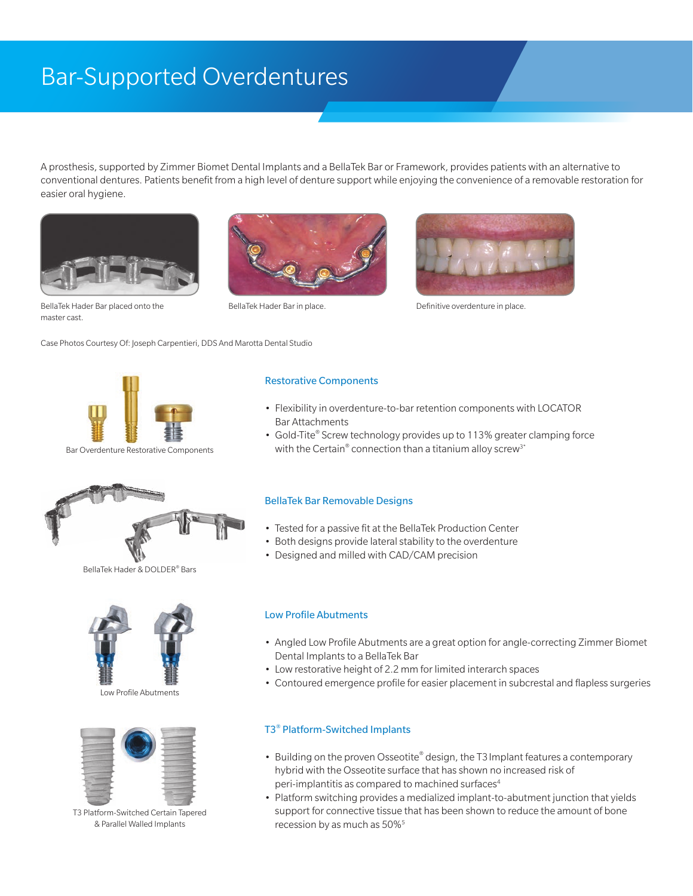# Bar-Supported Overdentures

A prosthesis, supported by Zimmer Biomet Dental Implants and a BellaTek Bar or Framework, provides patients with an alternative to conventional dentures. Patients benefit from a high level of denture support while enjoying the convenience of a removable restoration for easier oral hygiene.

BellaTek Hader Bar placed onto the master cast.

BellaTek Hader Bar in place.

Definitive overdenture in place.

Case Photos Courtesy Of: Joseph Carpentieri, DDS And Marotta Dental Studio

Bar Overdenture Restorative Components

### Restorative Components

- Flexibility in overdenture-to-bar retention components with LOCATOR Bar Attachments
- Gold-Tite® Screw technology provides up to 113% greater clamping force with the Certain® connection than a titanium alloy screw[3*]

BellaTek Hader & DOLDER® Bars

### BellaTek Bar Removable Designs

- Tested for a passive fit at the BellaTek Production Center
- Both designs provide lateral stability to the overdenture
- Designed and milled with CAD/CAM precision

Low Profile Abutments

### Low Profile Abutments

- Angled Low Profile Abutments are a great option for angle-correcting Zimmer Biomet Dental Implants to a BellaTek Bar
- Low restorative height of 2.2 mm for limited interarch spaces
- Contoured emergence profile for easier placement in subcrestal and flapless surgeries

T3 Platform-Switched Certain Tapered & Parallel Walled Implants

### T3® Platform-Switched Implants

- Building on the proven Osseotite® design, the T3 Implant features a contemporary hybrid with the Osseotite surface that has shown no increased risk of peri-implantitis as compared to machined surfaces[4]
- Platform switching provides a medialized implant-to-abutment junction that yields support for connective tissue that has been shown to reduce the amount of bone recession by as much as 50%[5]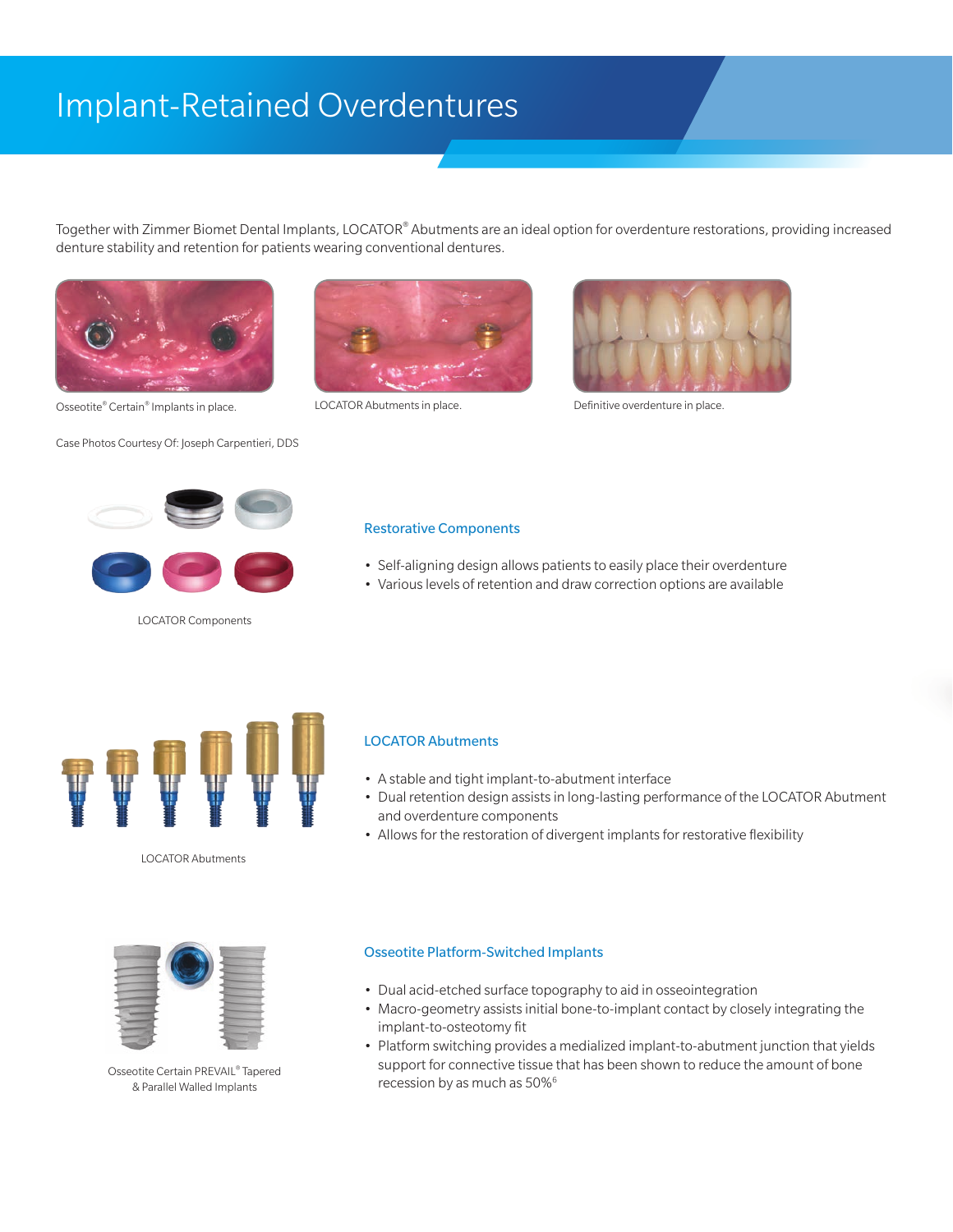# Implant-Retained Overdentures

Together with Zimmer Biomet Dental Implants, LOCATOR® Abutments are an ideal option for overdenture restorations, providing increased denture stability and retention for patients wearing conventional dentures.

Osseotite® Certain® Implants in place.

LOCATOR Abutments in place.

Definitive overdenture in place.

Case Photos Courtesy Of: Joseph Carpentieri, DDS

LOCATOR Components

## Restorative Components

- Self-aligning design allows patients to easily place their overdenture
- Various levels of retention and draw correction options are available

LOCATOR Abutments

## LOCATOR Abutments

- A stable and tight implant-to-abutment interface
- Dual retention design assists in long-lasting performance of the LOCATOR Abutment and overdenture components
- Allows for the restoration of divergent implants for restorative flexibility

Osseotite Certain PREVAIL® Tapered & Parallel Walled Implants

## Osseotite Platform-Switched Implants

- Dual acid-etched surface topography to aid in osseointegration
- Macro-geometry assists initial bone-to-implant contact by closely integrating the implant-to-osteotomy fit
- Platform switching provides a medialized implant-to-abutment junction that yields support for connective tissue that has been shown to reduce the amount of bone recession by as much as 50%[6]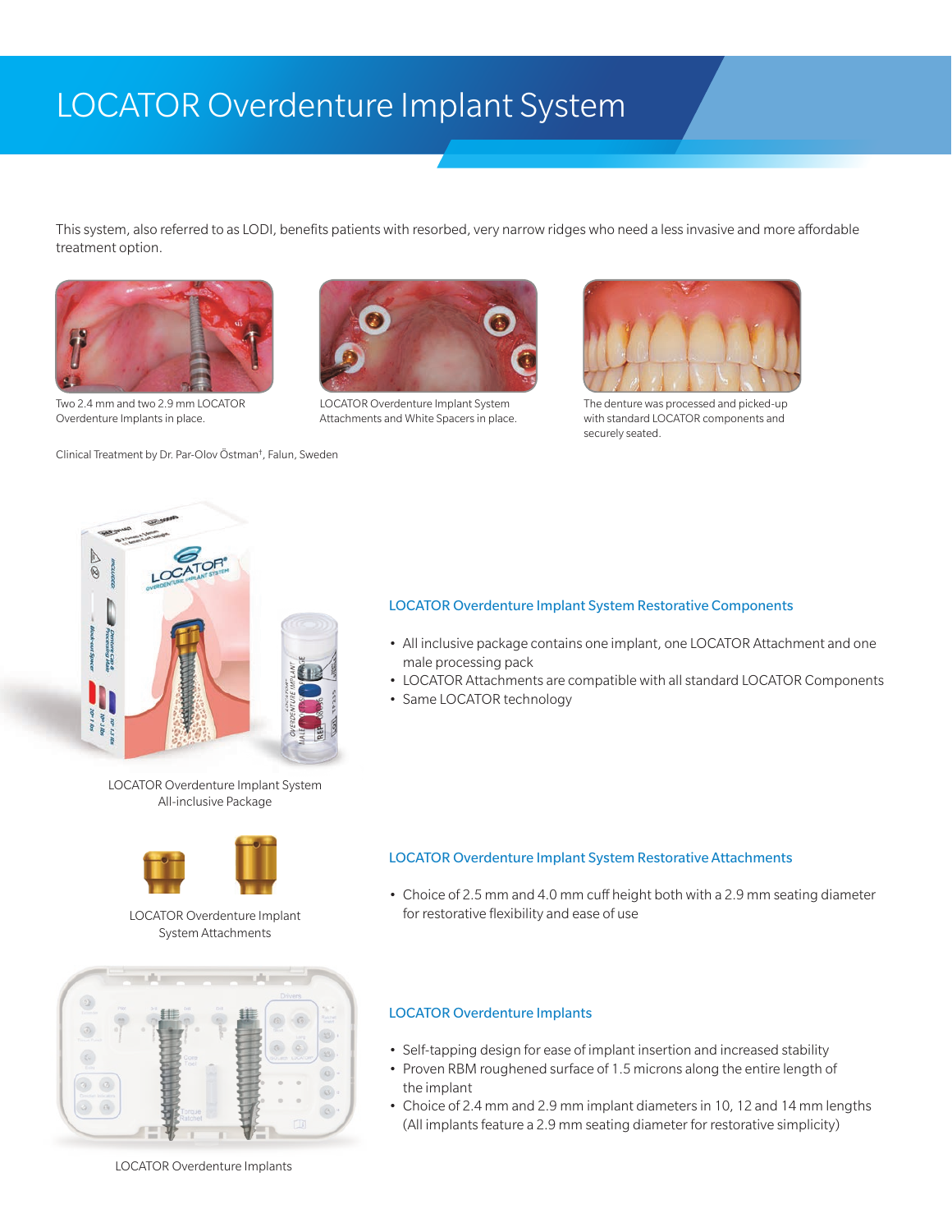# LOCATOR Overdenture Implant System

This system, also referred to as LODI, benefits patients with resorbed, very narrow ridges who need a less invasive and more affordable treatment option.

Two 2.4 mm and two 2.9 mm LOCATOR Overdenture Implants in place.

LOCATOR Overdenture Implant System Attachments and White Spacers in place.

The denture was processed and picked-up with standard LOCATOR components and securely seated.

Clinical Treatment by Dr. Par-Olov Östman†, Falun, Sweden

LOCATOR Overdenture Implant System All-inclusive Package

## LOCATOR Overdenture Implant System Restorative Components

- All inclusive package contains one implant, one LOCATOR Attachment and one male processing pack
- LOCATOR Attachments are compatible with all standard LOCATOR Components
- Same LOCATOR technology

LOCATOR Overdenture Implant System Attachments

## LOCATOR Overdenture Implant System Restorative Attachments

- Choice of 2.5 mm and 4.0 mm cuff height both with a 2.9 mm seating diameter for restorative flexibility and ease of use

LOCATOR Overdenture Implants

## LOCATOR Overdenture Implants

- Self-tapping design for ease of implant insertion and increased stability
- Proven RBM roughened surface of 1.5 microns along the entire length of the implant
- Choice of 2.4 mm and 2.9 mm implant diameters in 10, 12 and 14 mm lengths (All implants feature a 2.9 mm seating diameter for restorative simplicity)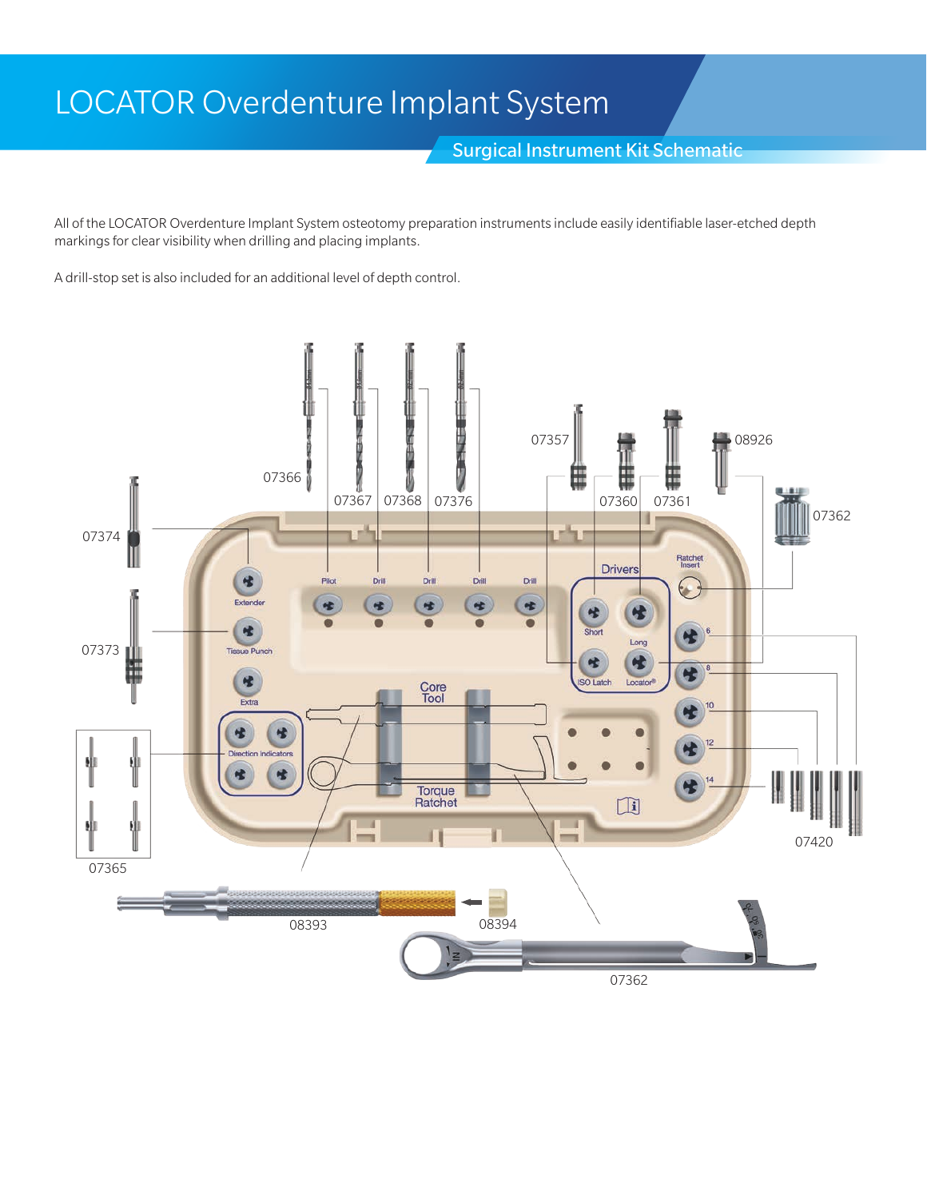# LOCATOR Overdenture Implant System

## Surgical Instrument Kit Schematic

All of the LOCATOR Overdenture Implant System osteotomy preparation instruments include easily identifiable laser-etched depth markings for clear visibility when drilling and placing implants.

A drill-stop set is also included for an additional level of depth control.

07366
07367
07368
07376
07357
07360
07361
08926
07362
07374
07373
07365
07420
08393
08394
07362

Extender
Tissue Punch
Extra
Direction Indicators
Pilot
Drill
Drill
Drill
Drill
Drivers
Short
Long
ISO Latch
Locator®
Ratchet Insert
6
8
10
12
14
Core Tool
Torque Ratchet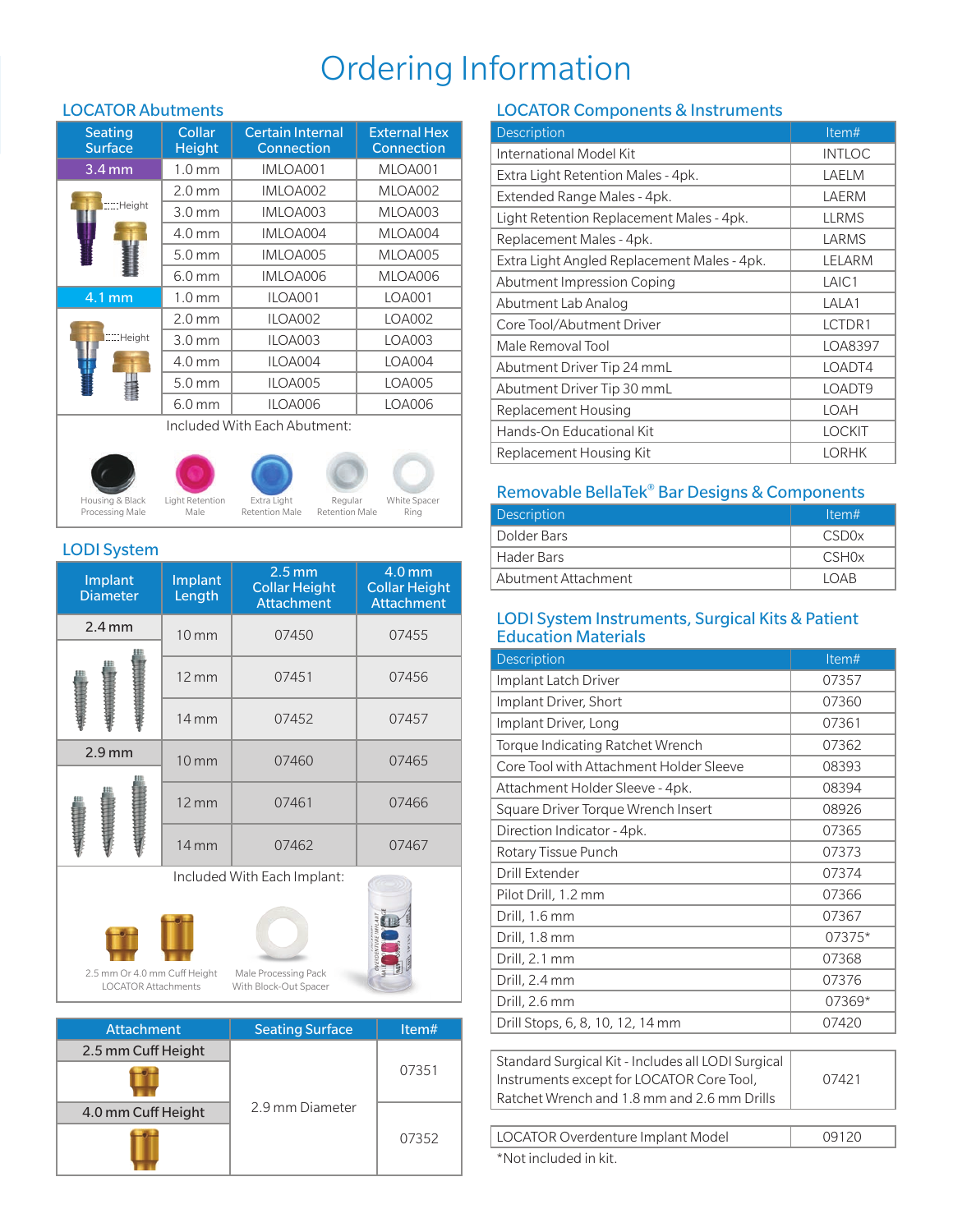# Ordering Information

## LOCATOR Abutments

| Seating Surface | Collar Height | Certain Internal Connection | External Hex Connection |
|---|---|---|---|
| 3.4 mm | 1.0 mm | IMLOA001 | MLOA001 |
| | 2.0 mm | IMLOA002 | MLOA002 |
| | 3.0 mm | IMLOA003 | MLOA003 |
| | 4.0 mm | IMLOA004 | MLOA004 |
| | 5.0 mm | IMLOA005 | MLOA005 |
| | 6.0 mm | IMLOA006 | MLOA006 |
| 4.1 mm | 1.0 mm | ILOA001 | LOA001 |
| | 2.0 mm | ILOA002 | LOA002 |
| | 3.0 mm | ILOA003 | LOA003 |
| | 4.0 mm | ILOA004 | LOA004 |
| | 5.0 mm | ILOA005 | LOA005 |
| | 6.0 mm | ILOA006 | LOA006 |

Height

Included With Each Abutment:

Housing & Black Processing Male · Light Retention Male · Extra Light Retention Male · Regular Retention Male · White Spacer Ring

## LODI System

| Implant Diameter | Implant Length | 2.5 mm Collar Height Attachment | 4.0 mm Collar Height Attachment |
|---|---|---|---|
| 2.4 mm | 10 mm | 07450 | 07455 |
| | 12 mm | 07451 | 07456 |
| | 14 mm | 07452 | 07457 |
| 2.9 mm | 10 mm | 07460 | 07465 |
| | 12 mm | 07461 | 07466 |
| | 14 mm | 07462 | 07467 |

Included With Each Implant:

2.5 mm Or 4.0 mm Cuff Height LOCATOR Attachments · Male Processing Pack With Block-Out Spacer

| Attachment | Seating Surface | Item# |
|---|---|---|
| 2.5 mm Cuff Height | 2.9 mm Diameter | 07351 |
| 4.0 mm Cuff Height | 2.9 mm Diameter | 07352 |

## LOCATOR Components & Instruments

| Description | Item# |
|---|---|
| International Model Kit | INTLOC |
| Extra Light Retention Males - 4pk. | LAELM |
| Extended Range Males - 4pk. | LAERM |
| Light Retention Replacement Males - 4pk. | LLRMS |
| Replacement Males - 4pk. | LARMS |
| Extra Light Angled Replacement Males - 4pk. | LELARM |
| Abutment Impression Coping | LAIC1 |
| Abutment Lab Analog | LALA1 |
| Core Tool/Abutment Driver | LCTDR1 |
| Male Removal Tool | LOA8397 |
| Abutment Driver Tip 24 mmL | LOADT4 |
| Abutment Driver Tip 30 mmL | LOADT9 |
| Replacement Housing | LOAH |
| Hands-On Educational Kit | LOCKIT |
| Replacement Housing Kit | LORHK |

## Removable BellaTek® Bar Designs & Components

| Description | Item# |
|---|---|
| Dolder Bars | CSD0x |
| Hader Bars | CSH0x |
| Abutment Attachment | LOAB |

## LODI System Instruments, Surgical Kits & Patient Education Materials

| Description | Item# |
|---|---|
| Implant Latch Driver | 07357 |
| Implant Driver, Short | 07360 |
| Implant Driver, Long | 07361 |
| Torque Indicating Ratchet Wrench | 07362 |
| Core Tool with Attachment Holder Sleeve | 08393 |
| Attachment Holder Sleeve - 4pk. | 08394 |
| Square Driver Torque Wrench Insert | 08926 |
| Direction Indicator - 4pk. | 07365 |
| Rotary Tissue Punch | 07373 |
| Drill Extender | 07374 |
| Pilot Drill, 1.2 mm | 07366 |
| Drill, 1.6 mm | 07367 |
| Drill, 1.8 mm | 07375* |
| Drill, 2.1 mm | 07368 |
| Drill, 2.4 mm | 07376 |
| Drill, 2.6 mm | 07369* |
| Drill Stops, 6, 8, 10, 12, 14 mm | 07420 |

| | |
|---|---|
| Standard Surgical Kit - Includes all LODI Surgical Instruments except for LOCATOR Core Tool, Ratchet Wrench and 1.8 mm and 2.6 mm Drills | 07421 |

| | |
|---|---|
| LOCATOR Overdenture Implant Model | 09120 |

*Not included in kit.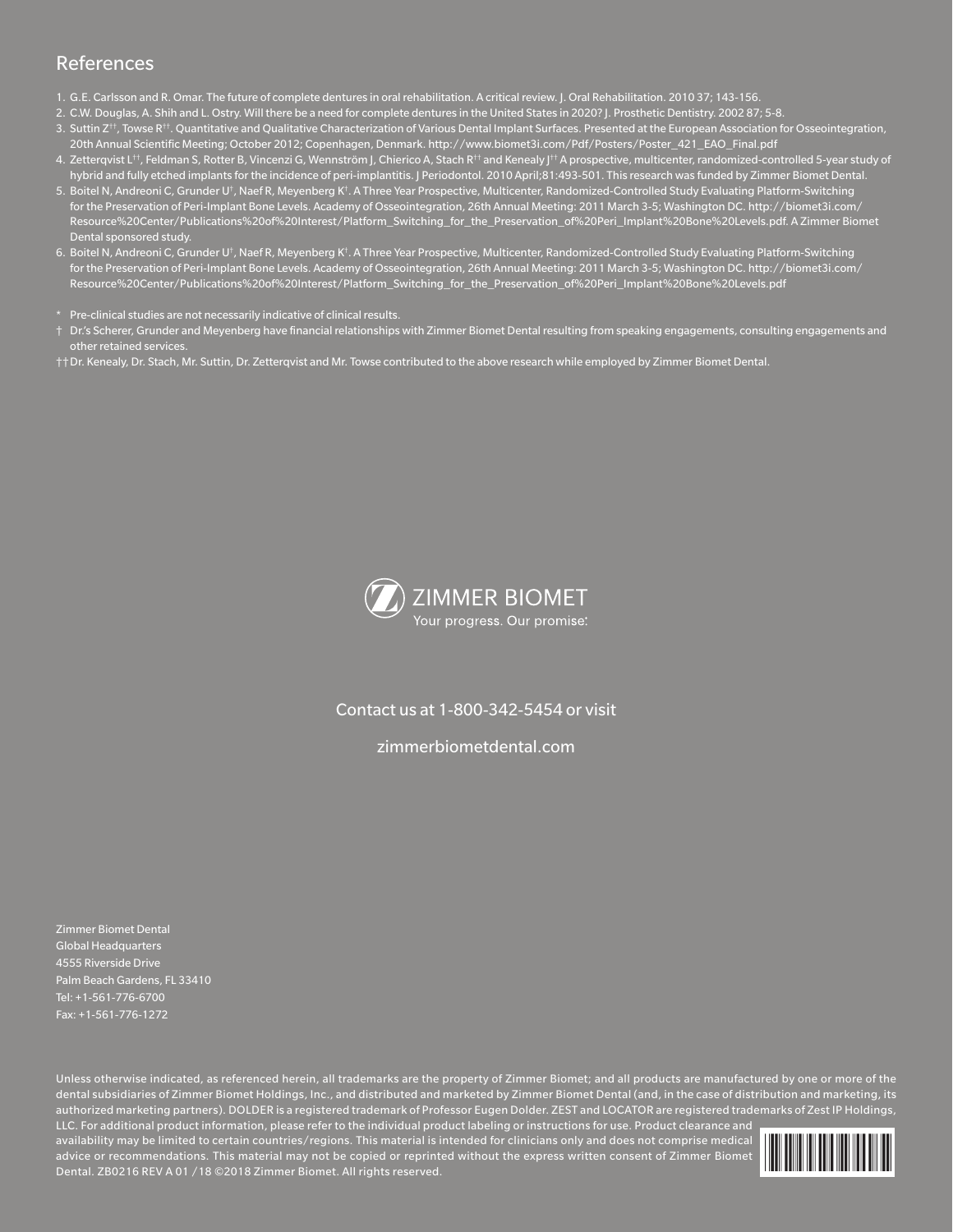## References

1. G.E. Carlsson and R. Omar. The future of complete dentures in oral rehabilitation. A critical review. J. Oral Rehabilitation. 2010 37; 143-156.
2. C.W. Douglas, A. Shih and L. Ostry. Will there be a need for complete dentures in the United States in 2020? J. Prosthetic Dentistry. 2002 87; 5-8.
3. Suttin Z[††], Towse R[††]. Quantitative and Qualitative Characterization of Various Dental Implant Surfaces. Presented at the European Association for Osseointegration, 20th Annual Scientific Meeting; October 2012; Copenhagen, Denmark. http://www.biomet3i.com/Pdf/Posters/Poster_421_EAO_Final.pdf
4. Zetterqvist L[††], Feldman S, Rotter B, Vincenzi G, Wennström J, Chierico A, Stach R[††] and Kenealy J[††] A prospective, multicenter, randomized-controlled 5-year study of hybrid and fully etched implants for the incidence of peri-implantitis. J Periodontol. 2010 April;81:493-501. This research was funded by Zimmer Biomet Dental.
5. Boitel N, Andreoni C, Grunder U[†], Naef R, Meyenberg K[†]. A Three Year Prospective, Multicenter, Randomized-Controlled Study Evaluating Platform-Switching for the Preservation of Peri-Implant Bone Levels. Academy of Osseointegration, 26th Annual Meeting: 2011 March 3-5; Washington DC. http://biomet3i.com/Resource%20Center/Publications%20of%20Interest/Platform_Switching_for_the_Preservation_of%20Peri_Implant%20Bone%20Levels.pdf. A Zimmer Biomet Dental sponsored study.
6. Boitel N, Andreoni C, Grunder U[†], Naef R, Meyenberg K[†]. A Three Year Prospective, Multicenter, Randomized-Controlled Study Evaluating Platform-Switching for the Preservation of Peri-Implant Bone Levels. Academy of Osseointegration, 26th Annual Meeting: 2011 March 3-5; Washington DC. http://biomet3i.com/Resource%20Center/Publications%20of%20Interest/Platform_Switching_for_the_Preservation_of%20Peri_Implant%20Bone%20Levels.pdf

\* Pre-clinical studies are not necessarily indicative of clinical results.

† Dr.'s Scherer, Grunder and Meyenberg have financial relationships with Zimmer Biomet Dental resulting from speaking engagements, consulting engagements and other retained services.

†† Dr. Kenealy, Dr. Stach, Mr. Suttin, Dr. Zetterqvist and Mr. Towse contributed to the above research while employed by Zimmer Biomet Dental.

ZIMMER BIOMET
Your progress. Our promise.

Contact us at 1-800-342-5454 or visit

zimmerbiometdental.com

Zimmer Biomet Dental
Global Headquarters
4555 Riverside Drive
Palm Beach Gardens, FL 33410
Tel: +1-561-776-6700
Fax: +1-561-776-1272

Unless otherwise indicated, as referenced herein, all trademarks are the property of Zimmer Biomet; and all products are manufactured by one or more of the dental subsidiaries of Zimmer Biomet Holdings, Inc., and distributed and marketed by Zimmer Biomet Dental (and, in the case of distribution and marketing, its authorized marketing partners). DOLDER is a registered trademark of Professor Eugen Dolder. ZEST and LOCATOR are registered trademarks of Zest IP Holdings, LLC. For additional product information, please refer to the individual product labeling or instructions for use. Product clearance and availability may be limited to certain countries/regions. This material is intended for clinicians only and does not comprise medical advice or recommendations. This material may not be copied or reprinted without the express written consent of Zimmer Biomet Dental. ZB0216 REV A 01 /18 ©2018 Zimmer Biomet. All rights reserved.